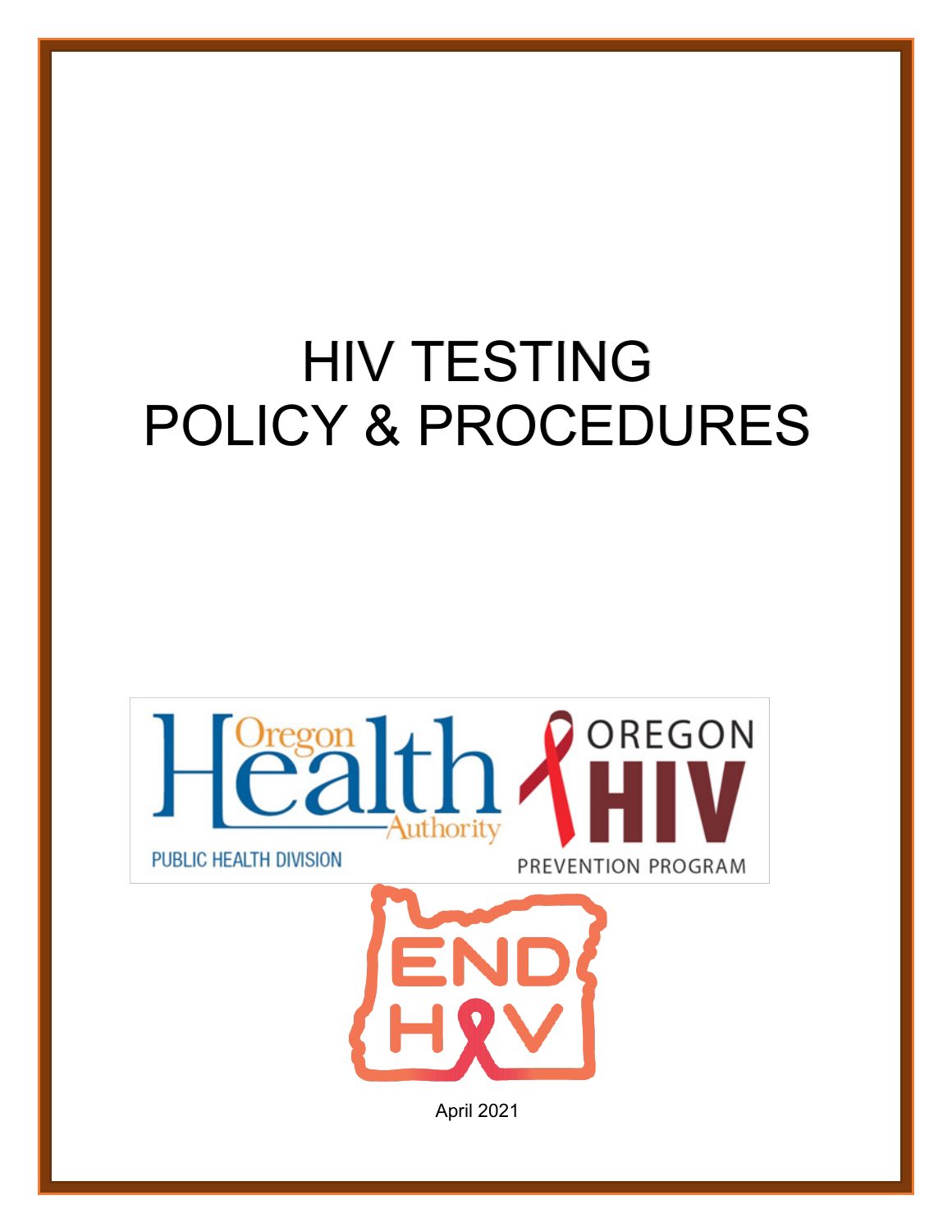# HIV TESTING POLICY & PROCEDURES

April 2021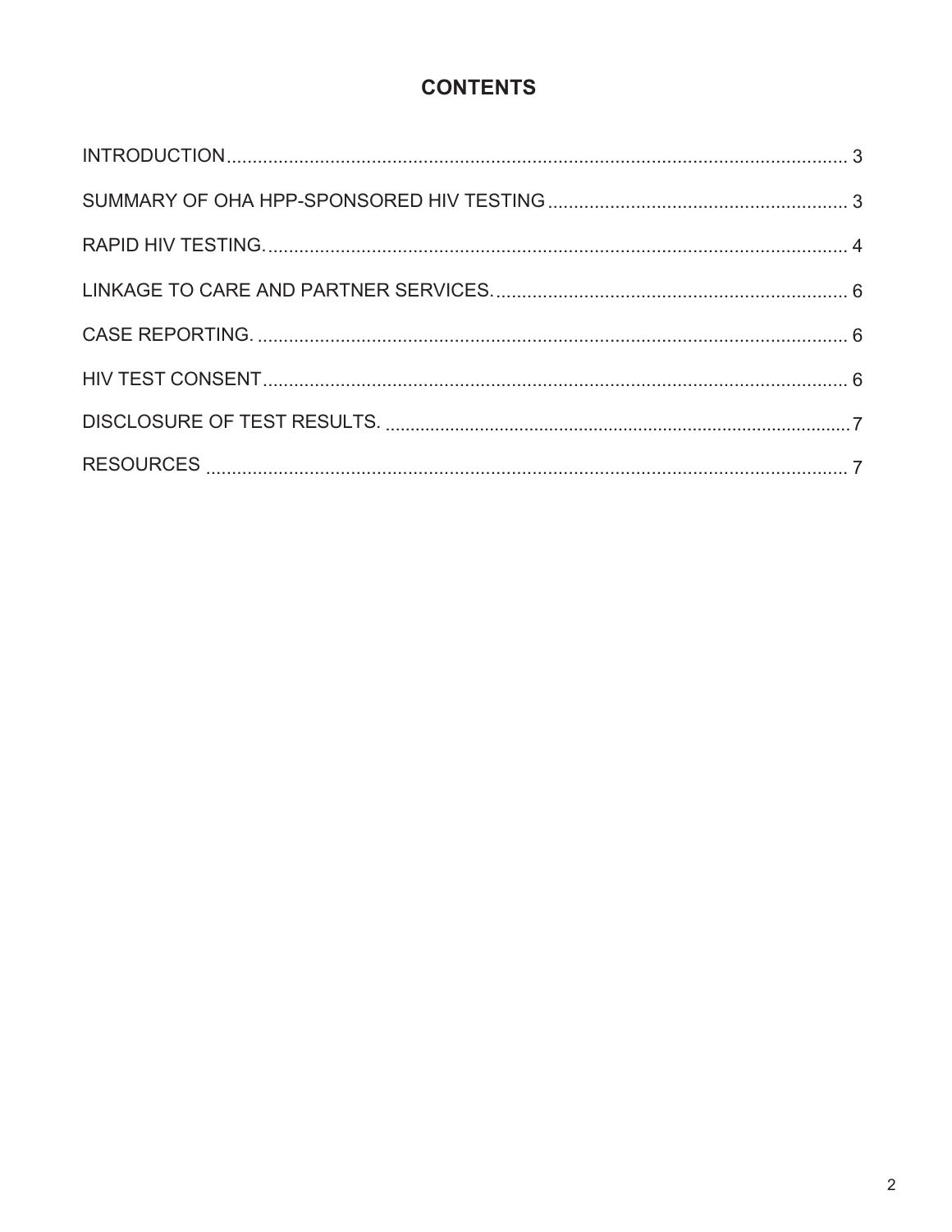# CONTENTS

| | |
|---|---|
| INTRODUCTION | 3 |
| SUMMARY OF OHA HPP-SPONSORED HIV TESTING | 3 |
| RAPID HIV TESTING. | 4 |
| LINKAGE TO CARE AND PARTNER SERVICES. | 6 |
| CASE REPORTING. | 6 |
| HIV TEST CONSENT | 6 |
| DISCLOSURE OF TEST RESULTS. | 7 |
| RESOURCES | 7 |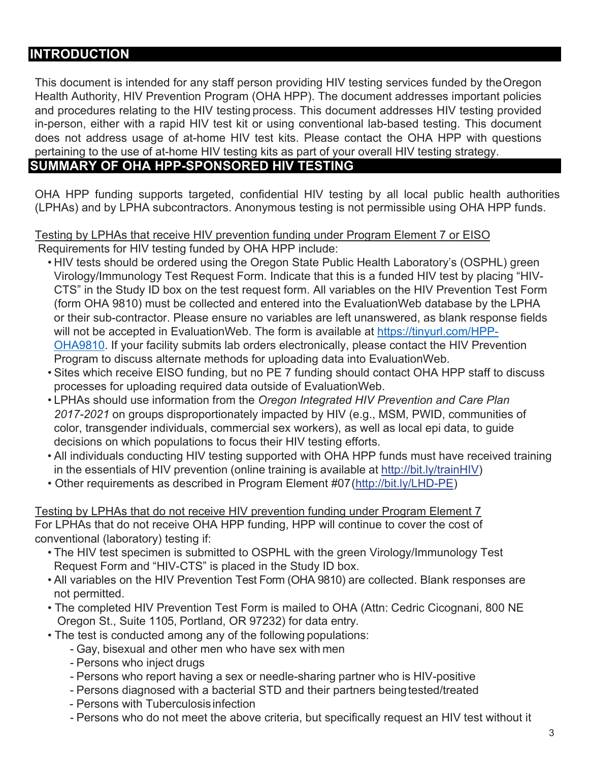## INTRODUCTION

This document is intended for any staff person providing HIV testing services funded by the Oregon Health Authority, HIV Prevention Program (OHA HPP). The document addresses important policies and procedures relating to the HIV testing process. This document addresses HIV testing provided in-person, either with a rapid HIV test kit or using conventional lab-based testing. This document does not address usage of at-home HIV test kits. Please contact the OHA HPP with questions pertaining to the use of at-home HIV testing kits as part of your overall HIV testing strategy.

## SUMMARY OF OHA HPP-SPONSORED HIV TESTING

OHA HPP funding supports targeted, confidential HIV testing by all local public health authorities (LPHAs) and by LPHA subcontractors. Anonymous testing is not permissible using OHA HPP funds.

<u>Testing by LPHAs that receive HIV prevention funding under Program Element 7 or EISO</u>

Requirements for HIV testing funded by OHA HPP include:

- HIV tests should be ordered using the Oregon State Public Health Laboratory's (OSPHL) green Virology/Immunology Test Request Form. Indicate that this is a funded HIV test by placing "HIV-CTS" in the Study ID box on the test request form. All variables on the HIV Prevention Test Form (form OHA 9810) must be collected and entered into the EvaluationWeb database by the LPHA or their sub-contractor. Please ensure no variables are left unanswered, as blank response fields will not be accepted in EvaluationWeb. The form is available at https://tinyurl.com/HPP-OHA9810. If your facility submits lab orders electronically, please contact the HIV Prevention Program to discuss alternate methods for uploading data into EvaluationWeb.
- Sites which receive EISO funding, but no PE 7 funding should contact OHA HPP staff to discuss processes for uploading required data outside of EvaluationWeb.
- LPHAs should use information from the *Oregon Integrated HIV Prevention and Care Plan 2017-2021* on groups disproportionately impacted by HIV (e.g., MSM, PWID, communities of color, transgender individuals, commercial sex workers), as well as local epi data, to guide decisions on which populations to focus their HIV testing efforts.
- All individuals conducting HIV testing supported with OHA HPP funds must have received training in the essentials of HIV prevention (online training is available at http://bit.ly/trainHIV)
- Other requirements as described in Program Element #07 (http://bit.ly/LHD-PE)

<u>Testing by LPHAs that do not receive HIV prevention funding under Program Element 7</u>

For LPHAs that do not receive OHA HPP funding, HPP will continue to cover the cost of conventional (laboratory) testing if:

- The HIV test specimen is submitted to OSPHL with the green Virology/Immunology Test Request Form and "HIV-CTS" is placed in the Study ID box.
- All variables on the HIV Prevention Test Form (OHA 9810) are collected. Blank responses are not permitted.
- The completed HIV Prevention Test Form is mailed to OHA (Attn: Cedric Cicognani, 800 NE Oregon St., Suite 1105, Portland, OR 97232) for data entry.
- The test is conducted among any of the following populations:
  - Gay, bisexual and other men who have sex with men
  - Persons who inject drugs
  - Persons who report having a sex or needle-sharing partner who is HIV-positive
  - Persons diagnosed with a bacterial STD and their partners being tested/treated
  - Persons with Tuberculosis infection
  - Persons who do not meet the above criteria, but specifically request an HIV test without it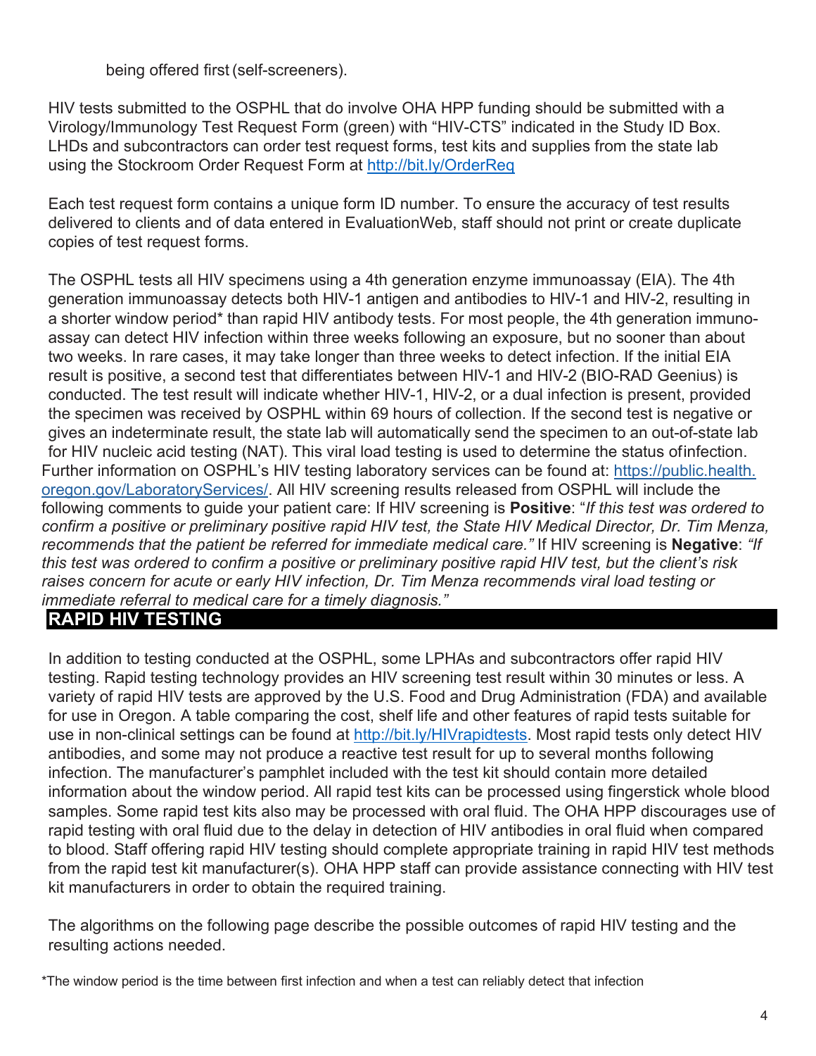being offered first (self-screeners).

HIV tests submitted to the OSPHL that do involve OHA HPP funding should be submitted with a Virology/Immunology Test Request Form (green) with “HIV-CTS” indicated in the Study ID Box. LHDs and subcontractors can order test request forms, test kits and supplies from the state lab using the Stockroom Order Request Form at http://bit.ly/OrderReq

Each test request form contains a unique form ID number. To ensure the accuracy of test results delivered to clients and of data entered in EvaluationWeb, staff should not print or create duplicate copies of test request forms.

The OSPHL tests all HIV specimens using a 4th generation enzyme immunoassay (EIA). The 4th generation immunoassay detects both HIV-1 antigen and antibodies to HIV-1 and HIV-2, resulting in a shorter window period* than rapid HIV antibody tests. For most people, the 4th generation immunoassay can detect HIV infection within three weeks following an exposure, but no sooner than about two weeks. In rare cases, it may take longer than three weeks to detect infection. If the initial EIA result is positive, a second test that differentiates between HIV-1 and HIV-2 (BIO-RAD Geenius) is conducted. The test result will indicate whether HIV-1, HIV-2, or a dual infection is present, provided the specimen was received by OSPHL within 69 hours of collection. If the second test is negative or gives an indeterminate result, the state lab will automatically send the specimen to an out-of-state lab for HIV nucleic acid testing (NAT). This viral load testing is used to determine the status of infection. Further information on OSPHL’s HIV testing laboratory services can be found at: https://public.health.oregon.gov/LaboratoryServices/. All HIV screening results released from OSPHL will include the following comments to guide your patient care: If HIV screening is **Positive**: “*If this test was ordered to confirm a positive or preliminary positive rapid HIV test, the State HIV Medical Director, Dr. Tim Menza, recommends that the patient be referred for immediate medical care.*” If HIV screening is **Negative**: *“If this test was ordered to confirm a positive or preliminary positive rapid HIV test, but the client’s risk raises concern for acute or early HIV infection, Dr. Tim Menza recommends viral load testing or immediate referral to medical care for a timely diagnosis.”*

## RAPID HIV TESTING

In addition to testing conducted at the OSPHL, some LPHAs and subcontractors offer rapid HIV testing. Rapid testing technology provides an HIV screening test result within 30 minutes or less. A variety of rapid HIV tests are approved by the U.S. Food and Drug Administration (FDA) and available for use in Oregon. A table comparing the cost, shelf life and other features of rapid tests suitable for use in non-clinical settings can be found at http://bit.ly/HIVrapidtests. Most rapid tests only detect HIV antibodies, and some may not produce a reactive test result for up to several months following infection. The manufacturer’s pamphlet included with the test kit should contain more detailed information about the window period. All rapid test kits can be processed using fingerstick whole blood samples. Some rapid test kits also may be processed with oral fluid. The OHA HPP discourages use of rapid testing with oral fluid due to the delay in detection of HIV antibodies in oral fluid when compared to blood. Staff offering rapid HIV testing should complete appropriate training in rapid HIV test methods from the rapid test kit manufacturer(s). OHA HPP staff can provide assistance connecting with HIV test kit manufacturers in order to obtain the required training.

The algorithms on the following page describe the possible outcomes of rapid HIV testing and the resulting actions needed.

*The window period is the time between first infection and when a test can reliably detect that infection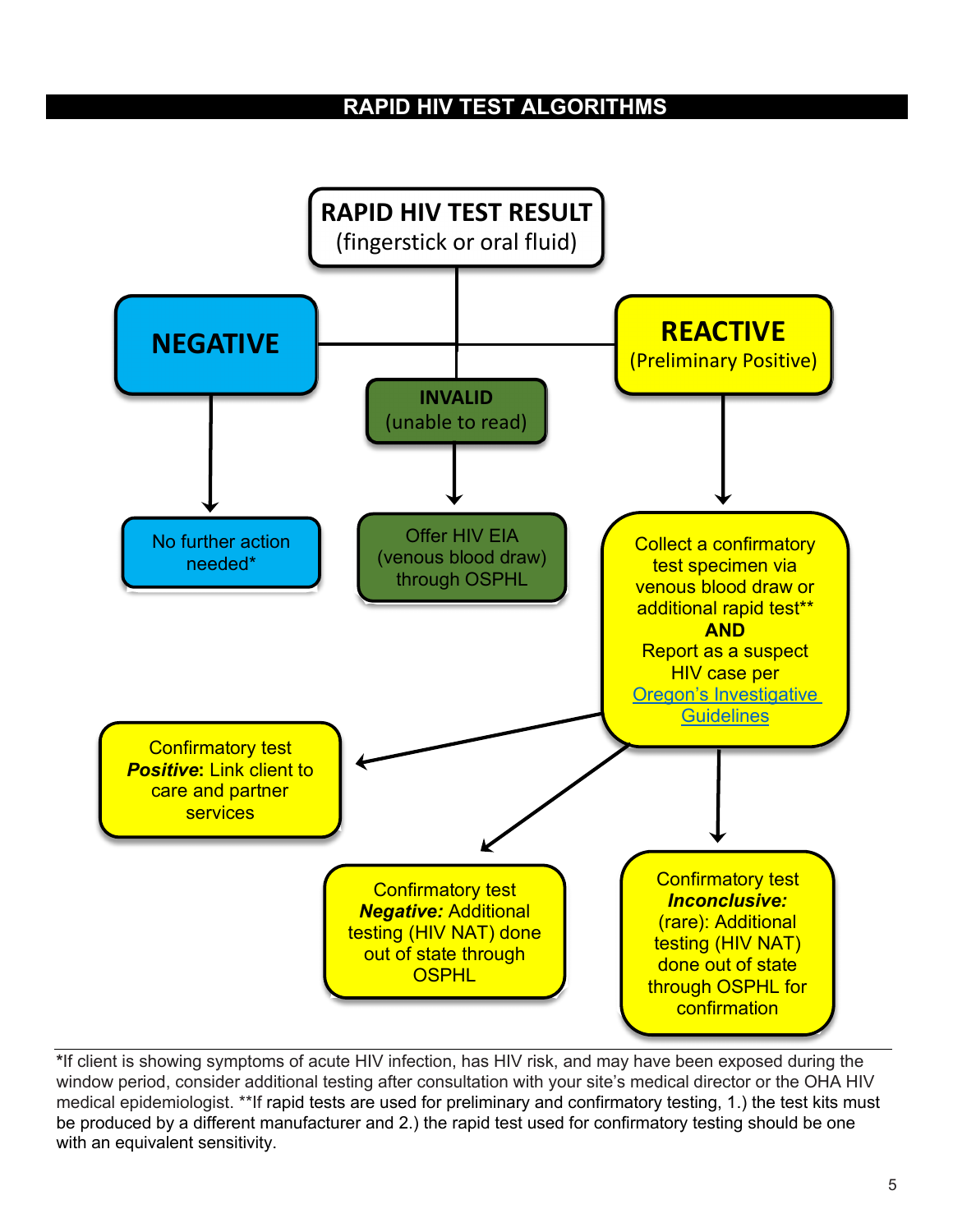# RAPID HIV TEST ALGORITHMS

**RAPID HIV TEST RESULT**
(fingerstick or oral fluid)

- **NEGATIVE**
  - No further action needed*
- **INVALID** (unable to read)
  - Offer HIV EIA (venous blood draw) through OSPHL
- **REACTIVE** (Preliminary Positive)
  - Collect a confirmatory test specimen via venous blood draw or additional rapid test** **AND** Report as a suspect HIV case per [Oregon's Investigative Guidelines]
    - Confirmatory test ***Positive***: Link client to care and partner services
    - Confirmatory test ***Negative:*** Additional testing (HIV NAT) done out of state through OSPHL
    - Confirmatory test ***Inconclusive:*** (rare): Additional testing (HIV NAT) done out of state through OSPHL for confirmation

*If client is showing symptoms of acute HIV infection, has HIV risk, and may have been exposed during the window period, consider additional testing after consultation with your site's medical director or the OHA HIV medical epidemiologist. **If rapid tests are used for preliminary and confirmatory testing, 1.) the test kits must be produced by a different manufacturer and 2.) the rapid test used for confirmatory testing should be one with an equivalent sensitivity.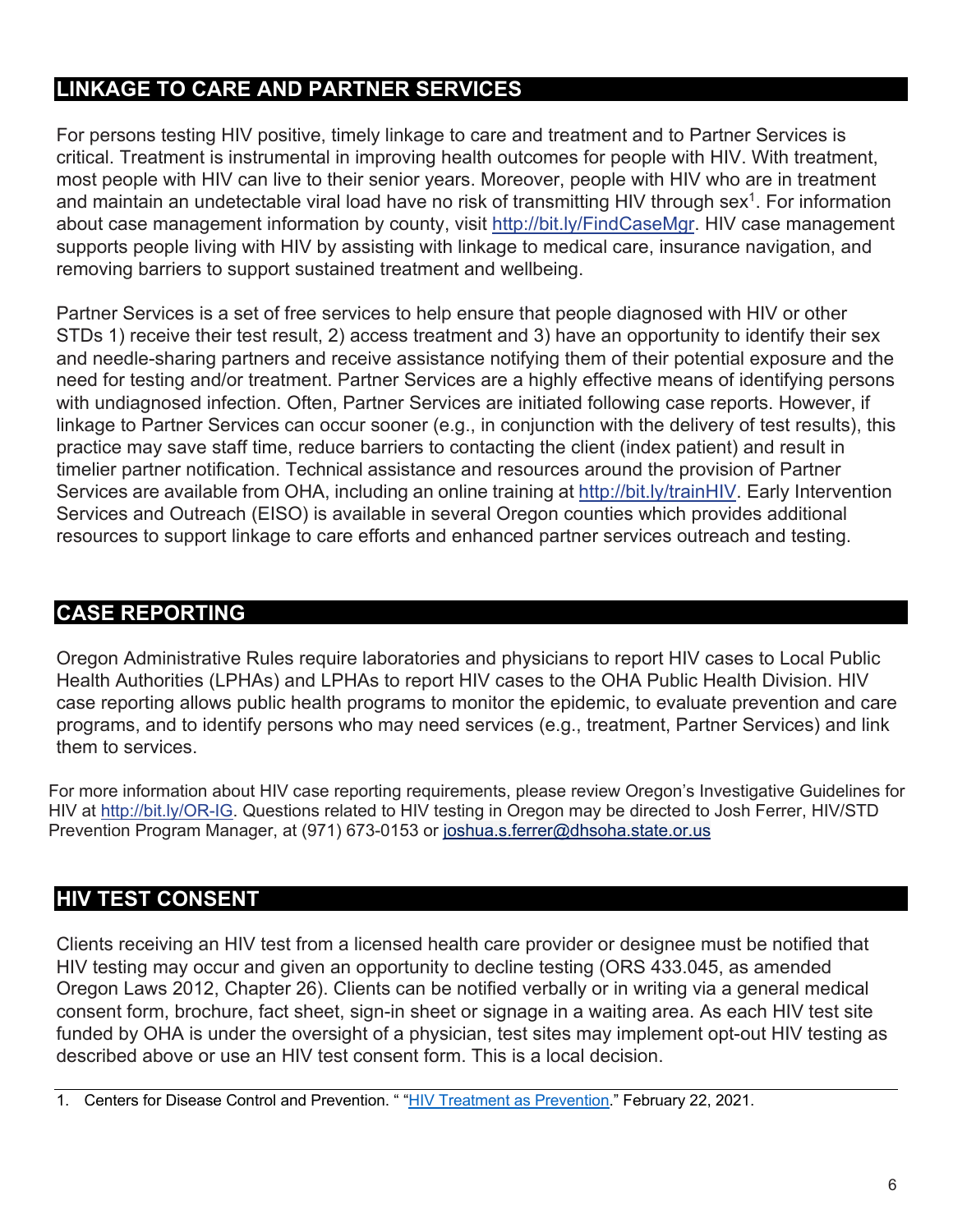## LINKAGE TO CARE AND PARTNER SERVICES

For persons testing HIV positive, timely linkage to care and treatment and to Partner Services is critical. Treatment is instrumental in improving health outcomes for people with HIV. With treatment, most people with HIV can live to their senior years. Moreover, people with HIV who are in treatment and maintain an undetectable viral load have no risk of transmitting HIV through sex[1]. For information about case management information by county, visit http://bit.ly/FindCaseMgr. HIV case management supports people living with HIV by assisting with linkage to medical care, insurance navigation, and removing barriers to support sustained treatment and wellbeing.

Partner Services is a set of free services to help ensure that people diagnosed with HIV or other STDs 1) receive their test result, 2) access treatment and 3) have an opportunity to identify their sex and needle-sharing partners and receive assistance notifying them of their potential exposure and the need for testing and/or treatment. Partner Services are a highly effective means of identifying persons with undiagnosed infection. Often, Partner Services are initiated following case reports. However, if linkage to Partner Services can occur sooner (e.g., in conjunction with the delivery of test results), this practice may save staff time, reduce barriers to contacting the client (index patient) and result in timelier partner notification. Technical assistance and resources around the provision of Partner Services are available from OHA, including an online training at http://bit.ly/trainHIV. Early Intervention Services and Outreach (EISO) is available in several Oregon counties which provides additional resources to support linkage to care efforts and enhanced partner services outreach and testing.

## CASE REPORTING

Oregon Administrative Rules require laboratories and physicians to report HIV cases to Local Public Health Authorities (LPHAs) and LPHAs to report HIV cases to the OHA Public Health Division. HIV case reporting allows public health programs to monitor the epidemic, to evaluate prevention and care programs, and to identify persons who may need services (e.g., treatment, Partner Services) and link them to services.

For more information about HIV case reporting requirements, please review Oregon's Investigative Guidelines for HIV at http://bit.ly/OR-IG. Questions related to HIV testing in Oregon may be directed to Josh Ferrer, HIV/STD Prevention Program Manager, at (971) 673-0153 or joshua.s.ferrer@dhsoha.state.or.us

## HIV TEST CONSENT

Clients receiving an HIV test from a licensed health care provider or designee must be notified that HIV testing may occur and given an opportunity to decline testing (ORS 433.045, as amended Oregon Laws 2012, Chapter 26). Clients can be notified verbally or in writing via a general medical consent form, brochure, fact sheet, sign-in sheet or signage in a waiting area. As each HIV test site funded by OHA is under the oversight of a physician, test sites may implement opt-out HIV testing as described above or use an HIV test consent form. This is a local decision.

---

1. Centers for Disease Control and Prevention. " "HIV Treatment as Prevention." February 22, 2021.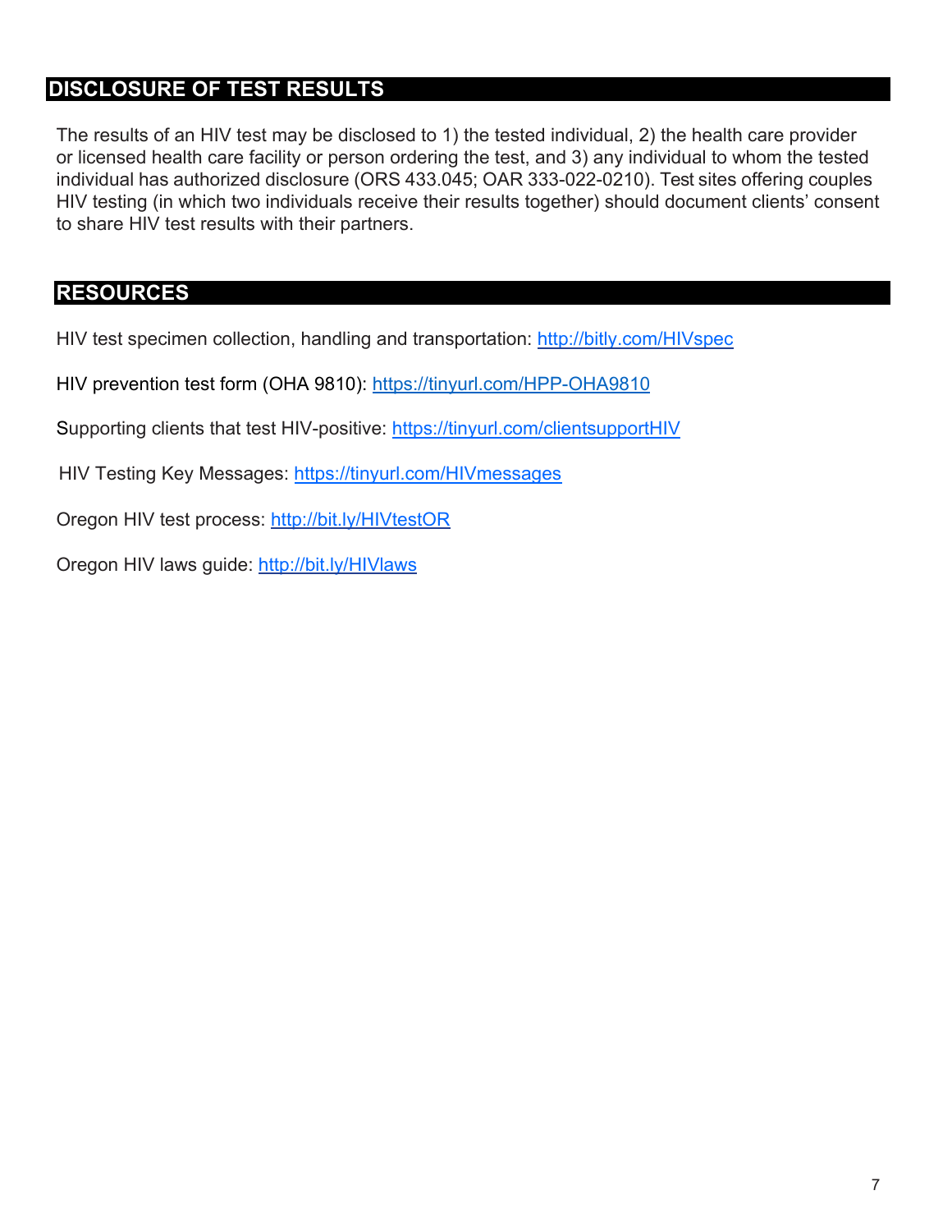## DISCLOSURE OF TEST RESULTS

The results of an HIV test may be disclosed to 1) the tested individual, 2) the health care provider or licensed health care facility or person ordering the test, and 3) any individual to whom the tested individual has authorized disclosure (ORS 433.045; OAR 333-022-0210). Test sites offering couples HIV testing (in which two individuals receive their results together) should document clients' consent to share HIV test results with their partners.

## RESOURCES

HIV test specimen collection, handling and transportation: [http://bitly.com/HIVspec](http://bitly.com/HIVspec)

HIV prevention test form (OHA 9810): [https://tinyurl.com/HPP-OHA9810](https://tinyurl.com/HPP-OHA9810)

Supporting clients that test HIV-positive: [https://tinyurl.com/clientsupportHIV](https://tinyurl.com/clientsupportHIV)

HIV Testing Key Messages: [https://tinyurl.com/HIVmessages](https://tinyurl.com/HIVmessages)

Oregon HIV test process: [http://bit.ly/HIVtestOR](http://bit.ly/HIVtestOR)

Oregon HIV laws guide: [http://bit.ly/HIVlaws](http://bit.ly/HIVlaws)